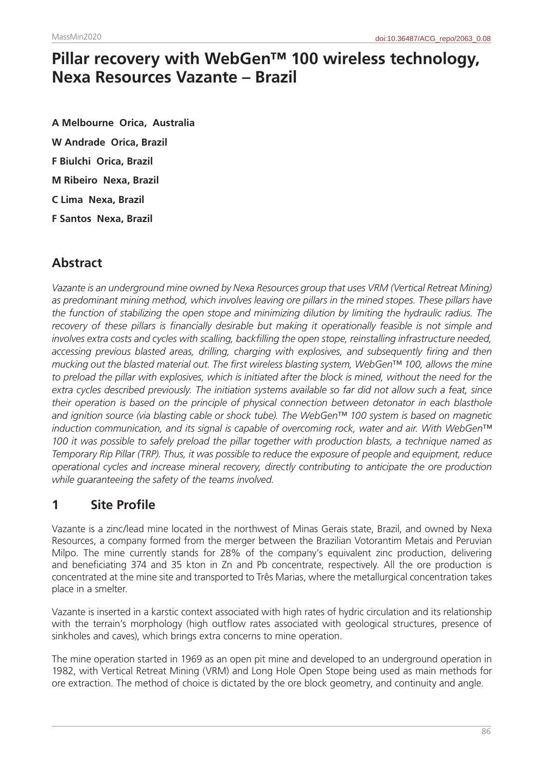# Pillar recovery with WebGen™ 100 wireless technology, Nexa Resources Vazante – Brazil

**A Melbourne Orica, Australia**

**W Andrade Orica, Brazil**

**F Biulchi Orica, Brazil**

**M Ribeiro Nexa, Brazil**

**C Lima Nexa, Brazil**

**F Santos Nexa, Brazil**

## Abstract

*Vazante is an underground mine owned by Nexa Resources group that uses VRM (Vertical Retreat Mining) as predominant mining method, which involves leaving ore pillars in the mined stopes. These pillars have the function of stabilizing the open stope and minimizing dilution by limiting the hydraulic radius. The recovery of these pillars is financially desirable but making it operationally feasible is not simple and involves extra costs and cycles with scalling, backfilling the open stope, reinstalling infrastructure needed, accessing previous blasted areas, drilling, charging with explosives, and subsequently firing and then mucking out the blasted material out. The first wireless blasting system, WebGen™ 100, allows the mine to preload the pillar with explosives, which is initiated after the block is mined, without the need for the extra cycles described previously. The initiation systems available so far did not allow such a feat, since their operation is based on the principle of physical connection between detonator in each blasthole and ignition source (via blasting cable or shock tube). The WebGen™ 100 system is based on magnetic induction communication, and its signal is capable of overcoming rock, water and air. With WebGen™ 100 it was possible to safely preload the pillar together with production blasts, a technique named as Temporary Rip Pillar (TRP). Thus, it was possible to reduce the exposure of people and equipment, reduce operational cycles and increase mineral recovery, directly contributing to anticipate the ore production while guaranteeing the safety of the teams involved.*

## 1 Site Profile

Vazante is a zinc/lead mine located in the northwest of Minas Gerais state, Brazil, and owned by Nexa Resources, a company formed from the merger between the Brazilian Votorantim Metais and Peruvian Milpo. The mine currently stands for 28% of the company's equivalent zinc production, delivering and beneficiating 374 and 35 kton in Zn and Pb concentrate, respectively. All the ore production is concentrated at the mine site and transported to Três Marias, where the metallurgical concentration takes place in a smelter.

Vazante is inserted in a karstic context associated with high rates of hydric circulation and its relationship with the terrain's morphology (high outflow rates associated with geological structures, presence of sinkholes and caves), which brings extra concerns to mine operation.

The mine operation started in 1969 as an open pit mine and developed to an underground operation in 1982, with Vertical Retreat Mining (VRM) and Long Hole Open Stope being used as main methods for ore extraction. The method of choice is dictated by the ore block geometry, and continuity and angle.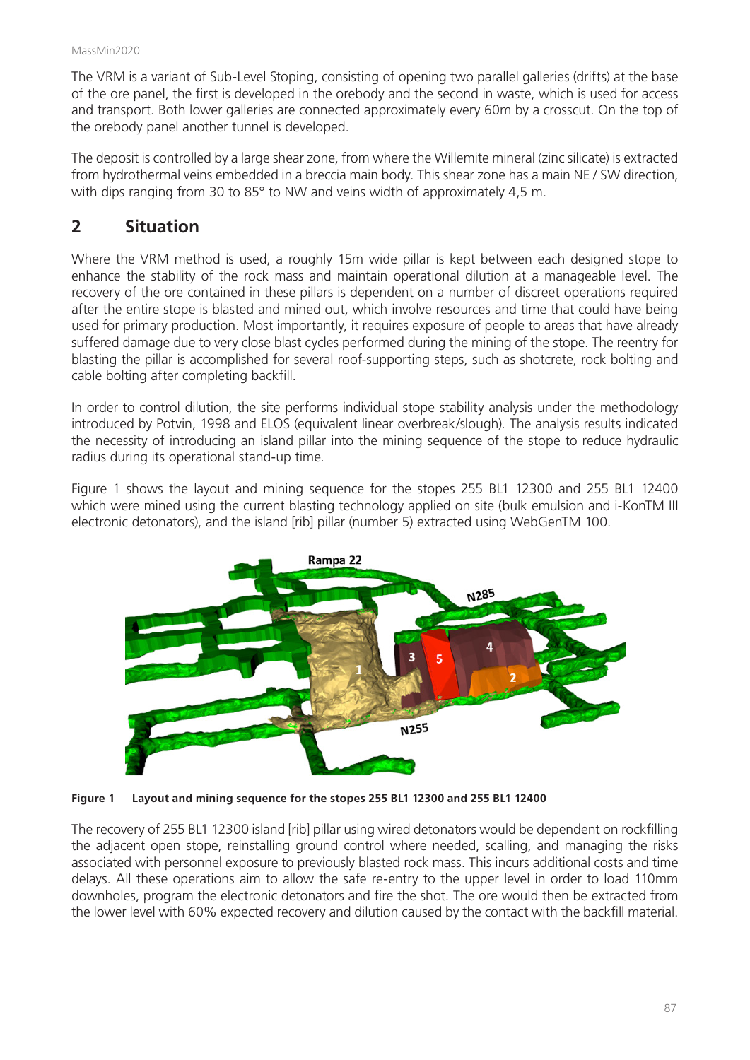The VRM is a variant of Sub-Level Stoping, consisting of opening two parallel galleries (drifts) at the base of the ore panel, the first is developed in the orebody and the second in waste, which is used for access and transport. Both lower galleries are connected approximately every 60m by a crosscut. On the top of the orebody panel another tunnel is developed.

The deposit is controlled by a large shear zone, from where the Willemite mineral (zinc silicate) is extracted from hydrothermal veins embedded in a breccia main body. This shear zone has a main NE / SW direction, with dips ranging from 30 to 85° to NW and veins width of approximately 4,5 m.

## 2 Situation

Where the VRM method is used, a roughly 15m wide pillar is kept between each designed stope to enhance the stability of the rock mass and maintain operational dilution at a manageable level. The recovery of the ore contained in these pillars is dependent on a number of discreet operations required after the entire stope is blasted and mined out, which involve resources and time that could have being used for primary production. Most importantly, it requires exposure of people to areas that have already suffered damage due to very close blast cycles performed during the mining of the stope. The reentry for blasting the pillar is accomplished for several roof-supporting steps, such as shotcrete, rock bolting and cable bolting after completing backfill.

In order to control dilution, the site performs individual stope stability analysis under the methodology introduced by Potvin, 1998 and ELOS (equivalent linear overbreak/slough). The analysis results indicated the necessity of introducing an island pillar into the mining sequence of the stope to reduce hydraulic radius during its operational stand-up time.

Figure 1 shows the layout and mining sequence for the stopes 255 BL1 12300 and 255 BL1 12400 which were mined using the current blasting technology applied on site (bulk emulsion and i-KonTM III electronic detonators), and the island [rib] pillar (number 5) extracted using WebGenTM 100.

**Figure 1 Layout and mining sequence for the stopes 255 BL1 12300 and 255 BL1 12400**

The recovery of 255 BL1 12300 island [rib] pillar using wired detonators would be dependent on rockfilling the adjacent open stope, reinstalling ground control where needed, scalling, and managing the risks associated with personnel exposure to previously blasted rock mass. This incurs additional costs and time delays. All these operations aim to allow the safe re-entry to the upper level in order to load 110mm downholes, program the electronic detonators and fire the shot. The ore would then be extracted from the lower level with 60% expected recovery and dilution caused by the contact with the backfill material.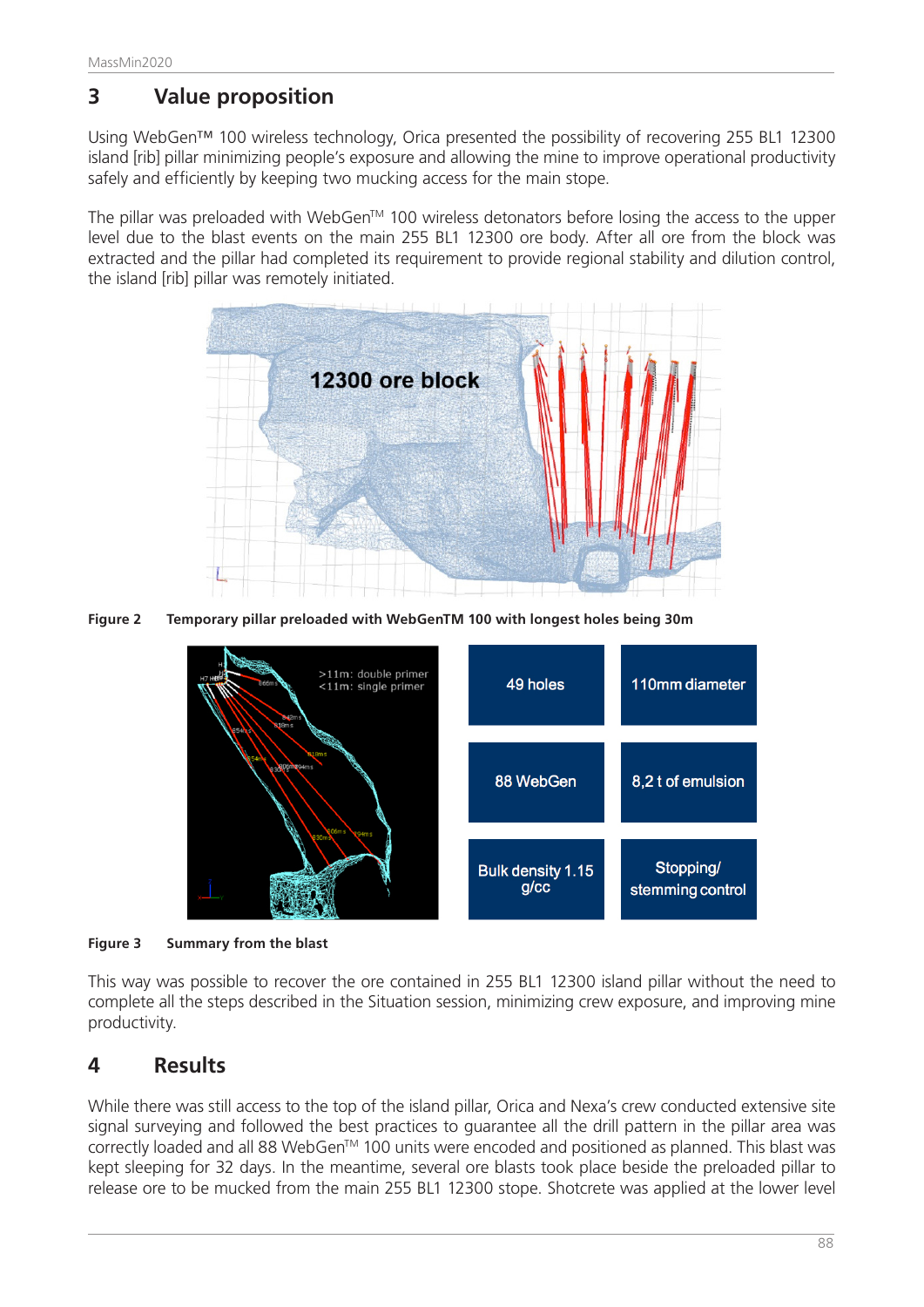## 3 Value proposition

Using WebGen™ 100 wireless technology, Orica presented the possibility of recovering 255 BL1 12300 island [rib] pillar minimizing people's exposure and allowing the mine to improve operational productivity safely and efficiently by keeping two mucking access for the main stope.

The pillar was preloaded with WebGen™ 100 wireless detonators before losing the access to the upper level due to the blast events on the main 255 BL1 12300 ore body. After all ore from the block was extracted and the pillar had completed its requirement to provide regional stability and dilution control, the island [rib] pillar was remotely initiated.

**Figure 2** **Temporary pillar preloaded with WebGenTM 100 with longest holes being 30m**

| 49 holes | 110mm diameter |
|---|---|
| 88 WebGen | 8,2 t of emulsion |
| Bulk density 1.15 g/cc | Stopping/ stemming control |

**Figure 3** **Summary from the blast**

This way was possible to recover the ore contained in 255 BL1 12300 island pillar without the need to complete all the steps described in the Situation session, minimizing crew exposure, and improving mine productivity.

## 4 Results

While there was still access to the top of the island pillar, Orica and Nexa's crew conducted extensive site signal surveying and followed the best practices to guarantee all the drill pattern in the pillar area was correctly loaded and all 88 WebGen™ 100 units were encoded and positioned as planned. This blast was kept sleeping for 32 days. In the meantime, several ore blasts took place beside the preloaded pillar to release ore to be mucked from the main 255 BL1 12300 stope. Shotcrete was applied at the lower level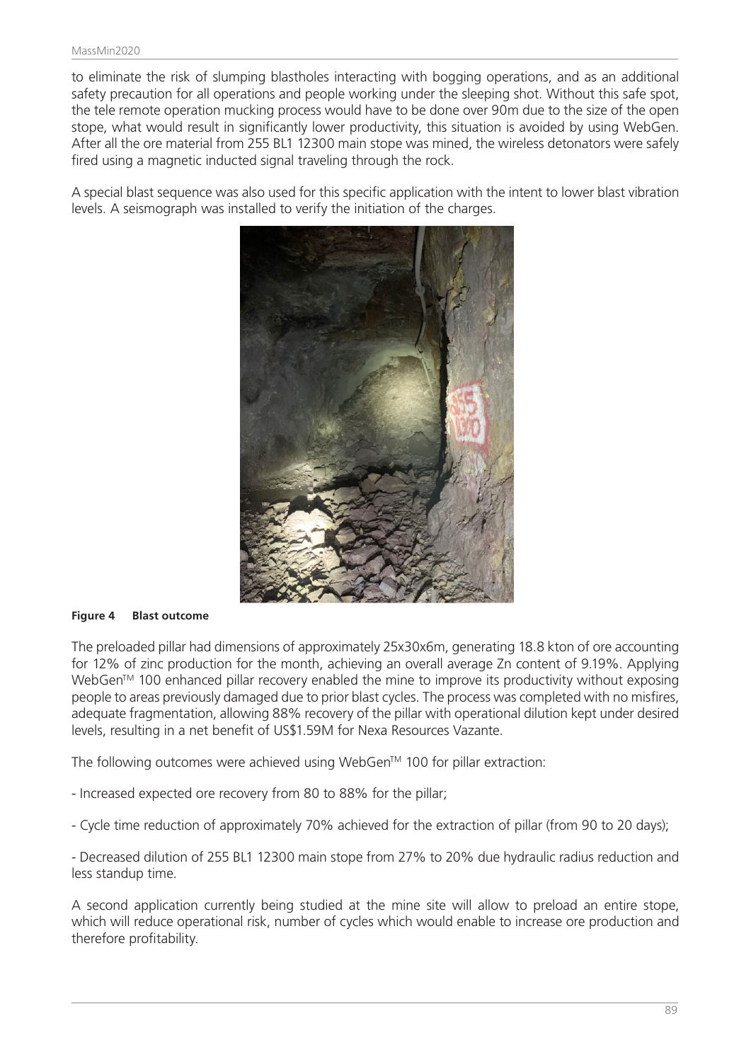to eliminate the risk of slumping blastholes interacting with bogging operations, and as an additional safety precaution for all operations and people working under the sleeping shot. Without this safe spot, the tele remote operation mucking process would have to be done over 90m due to the size of the open stope, what would result in significantly lower productivity, this situation is avoided by using WebGen. After all the ore material from 255 BL1 12300 main stope was mined, the wireless detonators were safely fired using a magnetic inducted signal traveling through the rock.

A special blast sequence was also used for this specific application with the intent to lower blast vibration levels. A seismograph was installed to verify the initiation of the charges.

**Figure 4 Blast outcome**

The preloaded pillar had dimensions of approximately 25x30x6m, generating 18.8 kton of ore accounting for 12% of zinc production for the month, achieving an overall average Zn content of 9.19%. Applying WebGen™ 100 enhanced pillar recovery enabled the mine to improve its productivity without exposing people to areas previously damaged due to prior blast cycles. The process was completed with no misfires, adequate fragmentation, allowing 88% recovery of the pillar with operational dilution kept under desired levels, resulting in a net benefit of US$1.59M for Nexa Resources Vazante.

The following outcomes were achieved using WebGen™ 100 for pillar extraction:

- Increased expected ore recovery from 80 to 88% for the pillar;

- Cycle time reduction of approximately 70% achieved for the extraction of pillar (from 90 to 20 days);

- Decreased dilution of 255 BL1 12300 main stope from 27% to 20% due hydraulic radius reduction and less standup time.

A second application currently being studied at the mine site will allow to preload an entire stope, which will reduce operational risk, number of cycles which would enable to increase ore production and therefore profitability.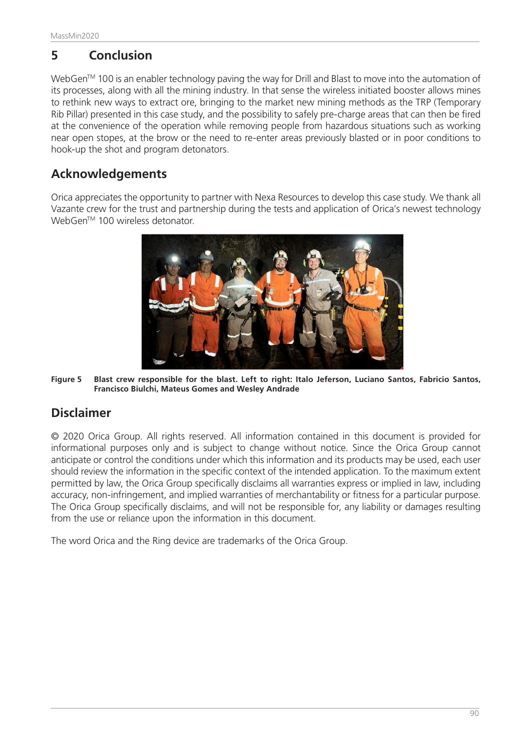## 5 Conclusion

WebGen™ 100 is an enabler technology paving the way for Drill and Blast to move into the automation of its processes, along with all the mining industry. In that sense the wireless initiated booster allows mines to rethink new ways to extract ore, bringing to the market new mining methods as the TRP (Temporary Rib Pillar) presented in this case study, and the possibility to safely pre-charge areas that can then be fired at the convenience of the operation while removing people from hazardous situations such as working near open stopes, at the brow or the need to re-enter areas previously blasted or in poor conditions to hook-up the shot and program detonators.

## Acknowledgements

Orica appreciates the opportunity to partner with Nexa Resources to develop this case study. We thank all Vazante crew for the trust and partnership during the tests and application of Orica's newest technology WebGen™ 100 wireless detonator.

**Figure 5 Blast crew responsible for the blast. Left to right: Italo Jeferson, Luciano Santos, Fabricio Santos, Francisco Biulchi, Mateus Gomes and Wesley Andrade**

## Disclaimer

© 2020 Orica Group. All rights reserved. All information contained in this document is provided for informational purposes only and is subject to change without notice. Since the Orica Group cannot anticipate or control the conditions under which this information and its products may be used, each user should review the information in the specific context of the intended application. To the maximum extent permitted by law, the Orica Group specifically disclaims all warranties express or implied in law, including accuracy, non-infringement, and implied warranties of merchantability or fitness for a particular purpose. The Orica Group specifically disclaims, and will not be responsible for, any liability or damages resulting from the use or reliance upon the information in this document.

The word Orica and the Ring device are trademarks of the Orica Group.